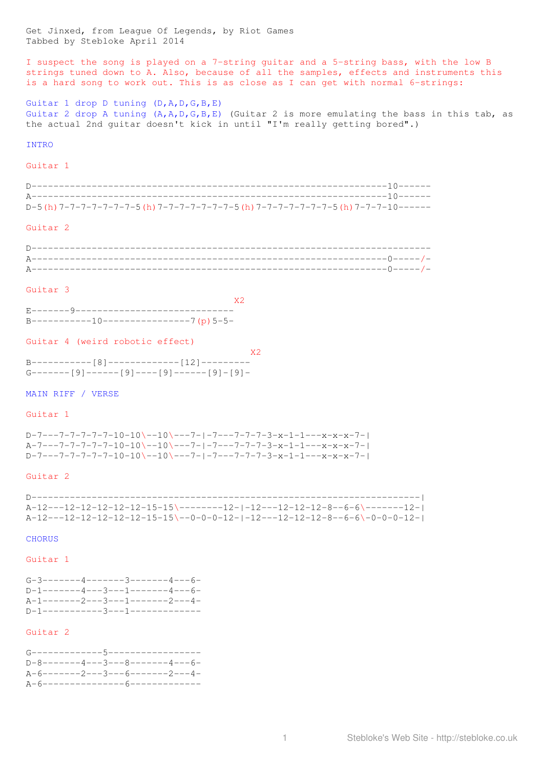Get Jinxed, from League Of Legends, by Riot Games
Tabbed by Stebloke April 2014

I suspect the song is played on a 7-string guitar and a 5-string bass, with the low B strings tuned down to A. Also, because of all the samples, effects and instruments this is a hard song to work out. This is as close as I can get with normal 6-strings:

Guitar 1 drop D tuning (D,A,D,G,B,E)
Guitar 2 drop A tuning (A,A,D,G,B,E) (Guitar 2 is more emulating the bass in this tab, as the actual 2nd guitar doesn't kick in until "I'm really getting bored".)

INTRO

Guitar 1

```
D-----------------------------------------------------------------10------
A-----------------------------------------------------------------10------
D-5(h)7-7-7-7-7-7-7-5(h)7-7-7-7-7-7-7-5(h)7-7-7-7-7-7-7-5(h)7-7-7-10------
```

Guitar 2

```
D-------------------------------------------------------------------------
A-----------------------------------------------------------------0-----/-
A-----------------------------------------------------------------0-----/-
```

Guitar 3

```
                                     X2
E-------9----------------------------
B-----------10----------------7(p)5-5-
```

Guitar 4 (weird robotic effect)

```
                                        X2
B-----------[8]-------------[12]---------
G-------[9]------[9]----[9]------[9]-[9]-
```

MAIN RIFF / VERSE

Guitar 1

```
D-7---7-7-7-7-7-10-10\--10\---7-|-7---7-7-7-3-x-1-1---x-x-x-7-|
A-7---7-7-7-7-7-10-10\--10\---7-|-7---7-7-7-3-x-1-1---x-x-x-7-|
D-7---7-7-7-7-7-10-10\--10\---7-|-7---7-7-7-3-x-1-1---x-x-x-7-|
```

Guitar 2

```
D-----------------------------------------------------------------------|
A-12---12-12-12-12-12-15-15\--------12-|-12---12-12-12-8--6-6\-------12-|
A-12---12-12-12-12-12-15-15\--0-0-0-12-|-12---12-12-12-8--6-6\-0-0-0-12-|
```

CHORUS

Guitar 1

```
G-3-------4-------3-------4---6-
D-1-------4---3---1-------4---6-
A-1-------2---3---1-------2---4-
D-1-----------3---1-------------
```

Guitar 2

```
G-------------5-----------------
D-8-------4---3---8-------4---6-
A-6-------2---3---6-------2---4-
A-6---------------6-------------
```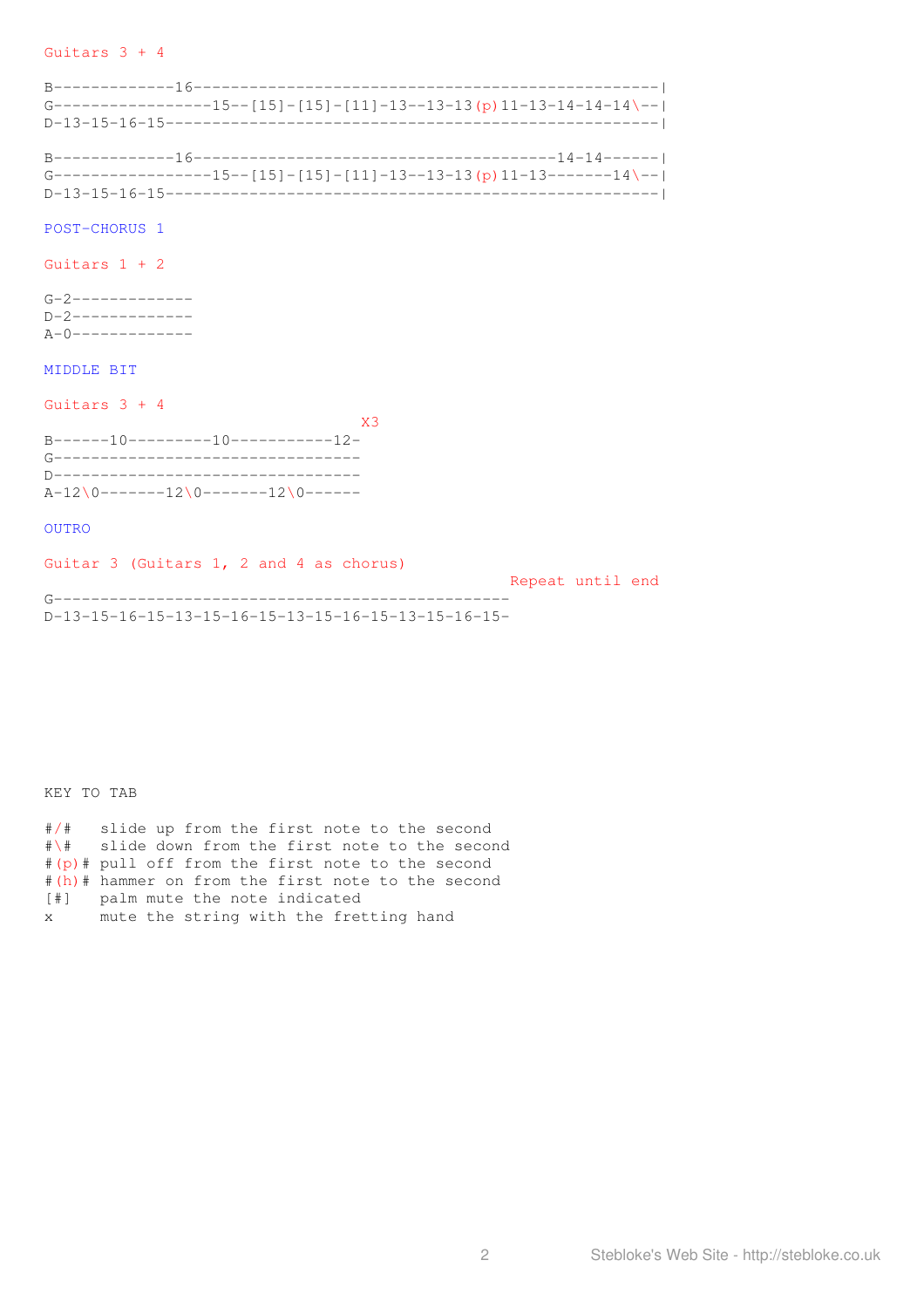Guitars 3 + 4

```
B-------------16-------------------------------------------------|
G----------------15--[15]-[15]-[11]-13--13-13(p)11-13-14-14-14\--|
D-13-15-16-15----------------------------------------------------|

B-------------16--------------------------------------14-14------|
G----------------15--[15]-[15]-[11]-13--13-13(p)11-13-------14\--|
D-13-15-16-15----------------------------------------------------|
```

## POST-CHORUS 1

Guitars 1 + 2

```
G-2-------------
D-2-------------
A-0-------------
```

## MIDDLE BIT

Guitars 3 + 4

```
                                  X3
B------10---------10-----------12-
G---------------------------------
D---------------------------------
A-12\0-------12\0-------12\0------
```

## OUTRO

Guitar 3 (Guitars 1, 2 and 4 as chorus)

```
                                                  Repeat until end
G-------------------------------------------------
D-13-15-16-15-13-15-16-15-13-15-16-15-13-15-16-15-
```

KEY TO TAB

```
#/#   slide up from the first note to the second
#\#   slide down from the first note to the second
#(p)# pull off from the first note to the second
#(h)# hammer on from the first note to the second
[#]   palm mute the note indicated
x     mute the string with the fretting hand
```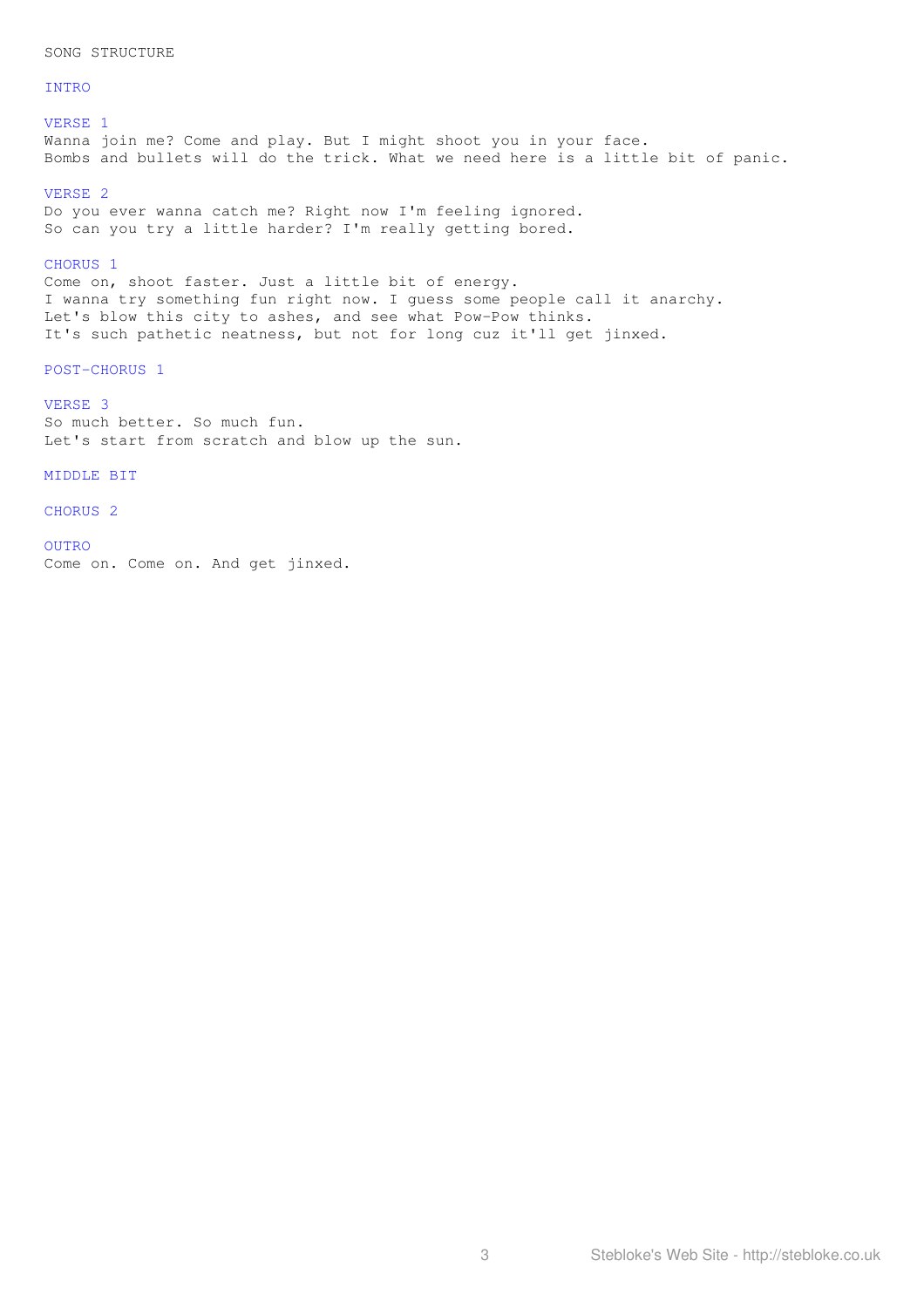SONG STRUCTURE

## INTRO

## VERSE 1
Wanna join me? Come and play. But I might shoot you in your face.
Bombs and bullets will do the trick. What we need here is a little bit of panic.

## VERSE 2
Do you ever wanna catch me? Right now I'm feeling ignored.
So can you try a little harder? I'm really getting bored.

## CHORUS 1
Come on, shoot faster. Just a little bit of energy.
I wanna try something fun right now. I guess some people call it anarchy.
Let's blow this city to ashes, and see what Pow-Pow thinks.
It's such pathetic neatness, but not for long cuz it'll get jinxed.

## POST-CHORUS 1

## VERSE 3
So much better. So much fun.
Let's start from scratch and blow up the sun.

## MIDDLE BIT

## CHORUS 2

## OUTRO
Come on. Come on. And get jinxed.